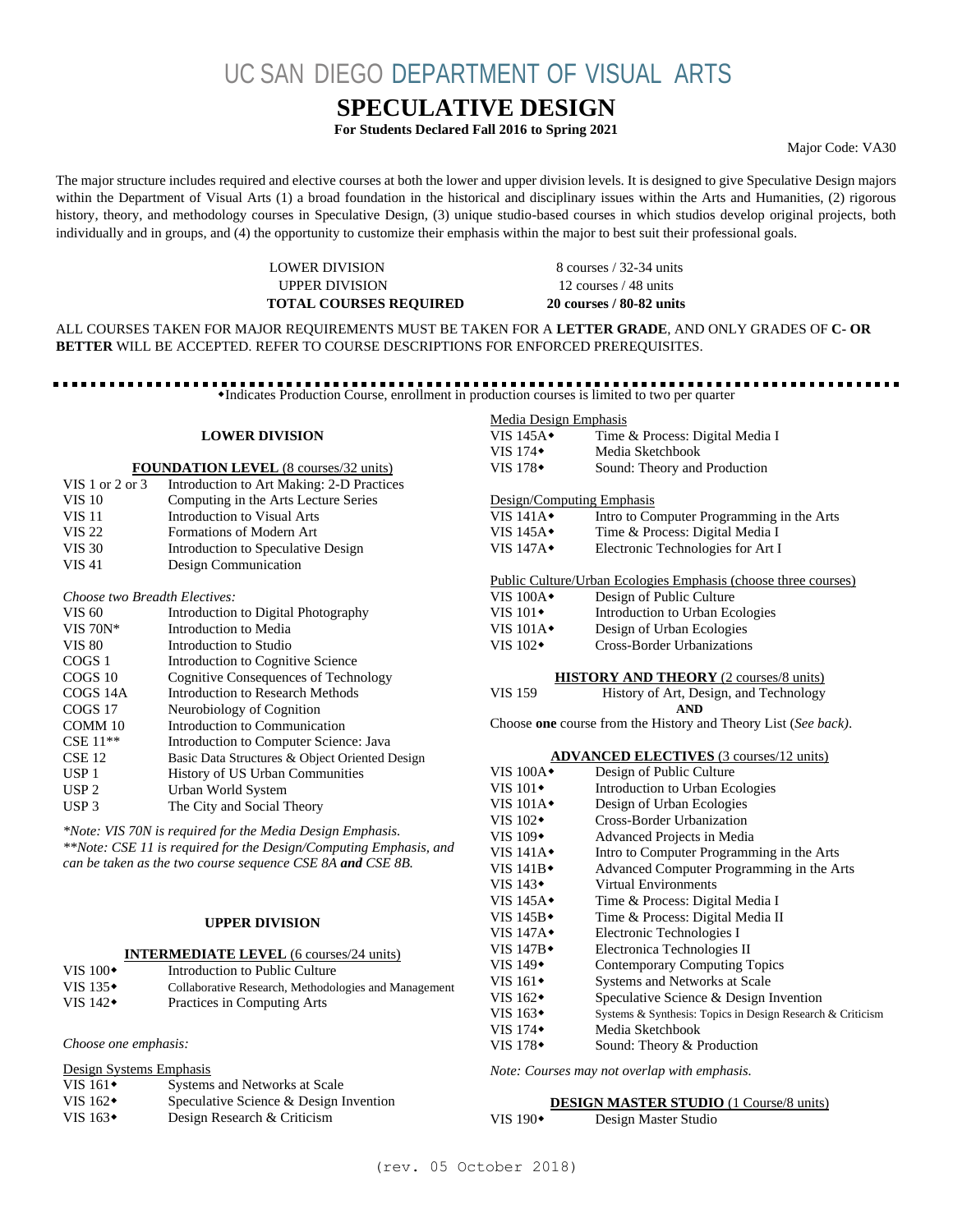# UC SAN DIEGO DEPARTMENT OF VISUAL ARTS

## SPECULATIVE DESIGN

**For Students Declared Fall 2016 to Spring 2021**

Major Code: VA30

The major structure includes required and elective courses at both the lower and upper division levels. It is designed to give Speculative Design majors within the Department of Visual Arts (1) a broad foundation in the historical and disciplinary issues within the Arts and Humanities, (2) rigorous history, theory, and methodology courses in Speculative Design, (3) unique studio-based courses in which studios develop original projects, both individually and in groups, and (4) the opportunity to customize their emphasis within the major to best suit their professional goals.

| | |
|---|---|
| LOWER DIVISION | 8 courses / 32-34 units |
| UPPER DIVISION | 12 courses / 48 units |
| **TOTAL COURSES REQUIRED** | **20 courses / 80-82 units** |

ALL COURSES TAKEN FOR MAJOR REQUIREMENTS MUST BE TAKEN FOR A **LETTER GRADE**, AND ONLY GRADES OF **C- OR BETTER** WILL BE ACCEPTED. REFER TO COURSE DESCRIPTIONS FOR ENFORCED PREREQUISITES.

◆Indicates Production Course, enrollment in production courses is limited to two per quarter

### LOWER DIVISION

**FOUNDATION LEVEL** (8 courses/32 units)

| | |
|---|---|
| VIS 1 or 2 or 3 | Introduction to Art Making: 2-D Practices |
| VIS 10 | Computing in the Arts Lecture Series |
| VIS 11 | Introduction to Visual Arts |
| VIS 22 | Formations of Modern Art |
| VIS 30 | Introduction to Speculative Design |
| VIS 41 | Design Communication |

*Choose two Breadth Electives:*

| | |
|---|---|
| VIS 60 | Introduction to Digital Photography |
| VIS 70N* | Introduction to Media |
| VIS 80 | Introduction to Studio |
| COGS 1 | Introduction to Cognitive Science |
| COGS 10 | Cognitive Consequences of Technology |
| COGS 14A | Introduction to Research Methods |
| COGS 17 | Neurobiology of Cognition |
| COMM 10 | Introduction to Communication |
| CSE 11** | Introduction to Computer Science: Java |
| CSE 12 | Basic Data Structures & Object Oriented Design |
| USP 1 | History of US Urban Communities |
| USP 2 | Urban World System |
| USP 3 | The City and Social Theory |

*\*Note: VIS 70N is required for the Media Design Emphasis.*
*\*\*Note: CSE 11 is required for the Design/Computing Emphasis, and can be taken as the two course sequence CSE 8A **and** CSE 8B.*

### UPPER DIVISION

**INTERMEDIATE LEVEL** (6 courses/24 units)

| | |
|---|---|
| VIS 100◆ | Introduction to Public Culture |
| VIS 135◆ | Collaborative Research, Methodologies and Management |
| VIS 142◆ | Practices in Computing Arts |

*Choose one emphasis:*

Design Systems Emphasis

| | |
|---|---|
| VIS 161◆ | Systems and Networks at Scale |
| VIS 162◆ | Speculative Science & Design Invention |
| VIS 163◆ | Design Research & Criticism |

Media Design Emphasis

| | |
|---|---|
| VIS 145A◆ | Time & Process: Digital Media I |
| VIS 174◆ | Media Sketchbook |
| VIS 178◆ | Sound: Theory and Production |

Design/Computing Emphasis

| | |
|---|---|
| VIS 141A◆ | Intro to Computer Programming in the Arts |
| VIS 145A◆ | Time & Process: Digital Media I |
| VIS 147A◆ | Electronic Technologies for Art I |

Public Culture/Urban Ecologies Emphasis (choose three courses)

| | |
|---|---|
| VIS 100A◆ | Design of Public Culture |
| VIS 101◆ | Introduction to Urban Ecologies |
| VIS 101A◆ | Design of Urban Ecologies |
| VIS 102◆ | Cross-Border Urbanizations |

**HISTORY AND THEORY** (2 courses/8 units)

VIS 159 History of Art, Design, and Technology

**AND**

Choose **one** course from the History and Theory List (*See back)*.

**ADVANCED ELECTIVES** (3 courses/12 units)

| | |
|---|---|
| VIS 100A◆ | Design of Public Culture |
| VIS 101◆ | Introduction to Urban Ecologies |
| VIS 101A◆ | Design of Urban Ecologies |
| VIS 102◆ | Cross-Border Urbanization |
| VIS 109◆ | Advanced Projects in Media |
| VIS 141A◆ | Intro to Computer Programming in the Arts |
| VIS 141B◆ | Advanced Computer Programming in the Arts |
| VIS 143◆ | Virtual Environments |
| VIS 145A◆ | Time & Process: Digital Media I |
| VIS 145B◆ | Time & Process: Digital Media II |
| VIS 147A◆ | Electronic Technologies I |
| VIS 147B◆ | Electronica Technologies II |
| VIS 149◆ | Contemporary Computing Topics |
| VIS 161◆ | Systems and Networks at Scale |
| VIS 162◆ | Speculative Science & Design Invention |
| VIS 163◆ | Systems & Synthesis: Topics in Design Research & Criticism |
| VIS 174◆ | Media Sketchbook |
| VIS 178◆ | Sound: Theory & Production |

*Note: Courses may not overlap with emphasis.*

**DESIGN MASTER STUDIO** (1 Course/8 units)

| | |
|---|---|
| VIS 190◆ | Design Master Studio |

(rev. 05 October 2018)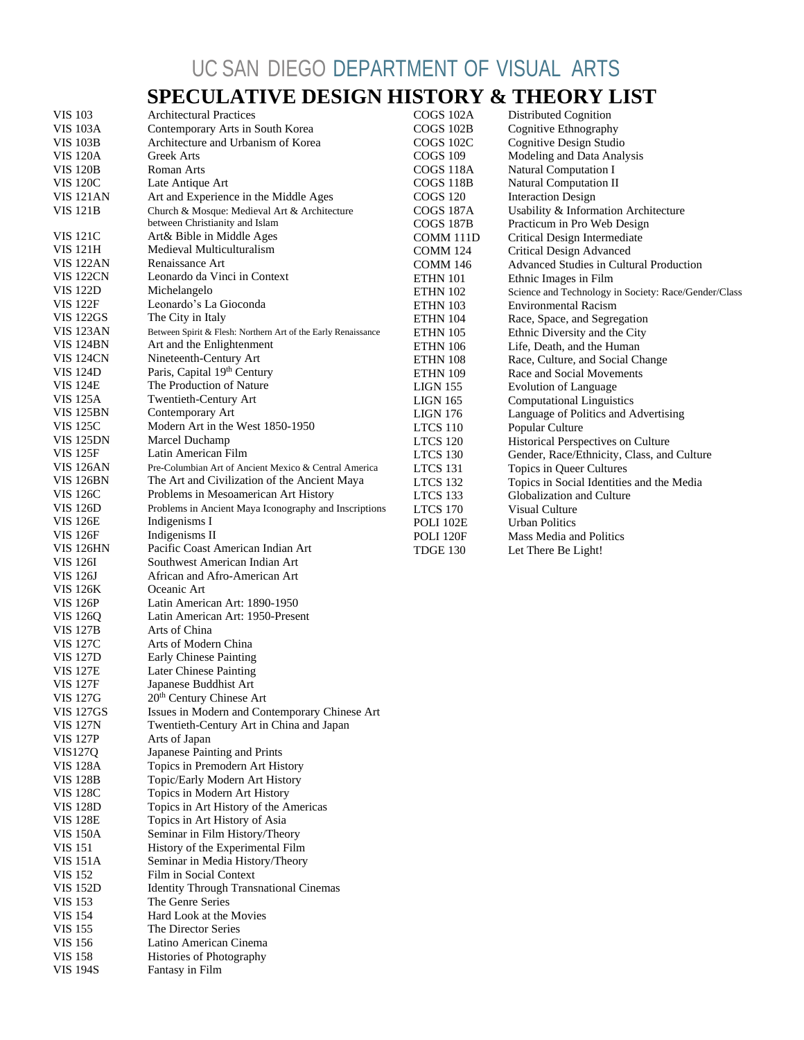UC SAN DIEGO DEPARTMENT OF VISUAL ARTS

# SPECULATIVE DESIGN HISTORY & THEORY LIST

| | |
|---|---|
| VIS 103 | Architectural Practices |
| VIS 103A | Contemporary Arts in South Korea |
| VIS 103B | Architecture and Urbanism of Korea |
| VIS 120A | Greek Arts |
| VIS 120B | Roman Arts |
| VIS 120C | Late Antique Art |
| VIS 121AN | Art and Experience in the Middle Ages |
| VIS 121B | Church & Mosque: Medieval Art & Architecture between Christianity and Islam |
| VIS 121C | Art& Bible in Middle Ages |
| VIS 121H | Medieval Multiculturalism |
| VIS 122AN | Renaissance Art |
| VIS 122CN | Leonardo da Vinci in Context |
| VIS 122D | Michelangelo |
| VIS 122F | Leonardo's La Gioconda |
| VIS 122GS | The City in Italy |
| VIS 123AN | Between Spirit & Flesh: Northern Art of the Early Renaissance |
| VIS 124BN | Art and the Enlightenment |
| VIS 124CN | Nineteenth-Century Art |
| VIS 124D | Paris, Capital 19th Century |
| VIS 124E | The Production of Nature |
| VIS 125A | Twentieth-Century Art |
| VIS 125BN | Contemporary Art |
| VIS 125C | Modern Art in the West 1850-1950 |
| VIS 125DN | Marcel Duchamp |
| VIS 125F | Latin American Film |
| VIS 126AN | Pre-Columbian Art of Ancient Mexico & Central America |
| VIS 126BN | The Art and Civilization of the Ancient Maya |
| VIS 126C | Problems in Mesoamerican Art History |
| VIS 126D | Problems in Ancient Maya Iconography and Inscriptions |
| VIS 126E | Indigenisms I |
| VIS 126F | Indigenisms II |
| VIS 126HN | Pacific Coast American Indian Art |
| VIS 126I | Southwest American Indian Art |
| VIS 126J | African and Afro-American Art |
| VIS 126K | Oceanic Art |
| VIS 126P | Latin American Art: 1890-1950 |
| VIS 126Q | Latin American Art: 1950-Present |
| VIS 127B | Arts of China |
| VIS 127C | Arts of Modern China |
| VIS 127D | Early Chinese Painting |
| VIS 127E | Later Chinese Painting |
| VIS 127F | Japanese Buddhist Art |
| VIS 127G | 20th Century Chinese Art |
| VIS 127GS | Issues in Modern and Contemporary Chinese Art |
| VIS 127N | Twentieth-Century Art in China and Japan |
| VIS 127P | Arts of Japan |
| VIS127Q | Japanese Painting and Prints |
| VIS 128A | Topics in Premodern Art History |
| VIS 128B | Topic/Early Modern Art History |
| VIS 128C | Topics in Modern Art History |
| VIS 128D | Topics in Art History of the Americas |
| VIS 128E | Topics in Art History of Asia |
| VIS 150A | Seminar in Film History/Theory |
| VIS 151 | History of the Experimental Film |
| VIS 151A | Seminar in Media History/Theory |
| VIS 152 | Film in Social Context |
| VIS 152D | Identity Through Transnational Cinemas |
| VIS 153 | The Genre Series |
| VIS 154 | Hard Look at the Movies |
| VIS 155 | The Director Series |
| VIS 156 | Latino American Cinema |
| VIS 158 | Histories of Photography |
| VIS 194S | Fantasy in Film |
| COGS 102A | Distributed Cognition |
| COGS 102B | Cognitive Ethnography |
| COGS 102C | Cognitive Design Studio |
| COGS 109 | Modeling and Data Analysis |
| COGS 118A | Natural Computation I |
| COGS 118B | Natural Computation II |
| COGS 120 | Interaction Design |
| COGS 187A | Usability & Information Architecture |
| COGS 187B | Practicum in Pro Web Design |
| COMM 111D | Critical Design Intermediate |
| COMM 124 | Critical Design Advanced |
| COMM 146 | Advanced Studies in Cultural Production |
| ETHN 101 | Ethnic Images in Film |
| ETHN 102 | Science and Technology in Society: Race/Gender/Class |
| ETHN 103 | Environmental Racism |
| ETHN 104 | Race, Space, and Segregation |
| ETHN 105 | Ethnic Diversity and the City |
| ETHN 106 | Life, Death, and the Human |
| ETHN 108 | Race, Culture, and Social Change |
| ETHN 109 | Race and Social Movements |
| LIGN 155 | Evolution of Language |
| LIGN 165 | Computational Linguistics |
| LIGN 176 | Language of Politics and Advertising |
| LTCS 110 | Popular Culture |
| LTCS 120 | Historical Perspectives on Culture |
| LTCS 130 | Gender, Race/Ethnicity, Class, and Culture |
| LTCS 131 | Topics in Queer Cultures |
| LTCS 132 | Topics in Social Identities and the Media |
| LTCS 133 | Globalization and Culture |
| LTCS 170 | Visual Culture |
| POLI 102E | Urban Politics |
| POLI 120F | Mass Media and Politics |
| TDGE 130 | Let There Be Light! |